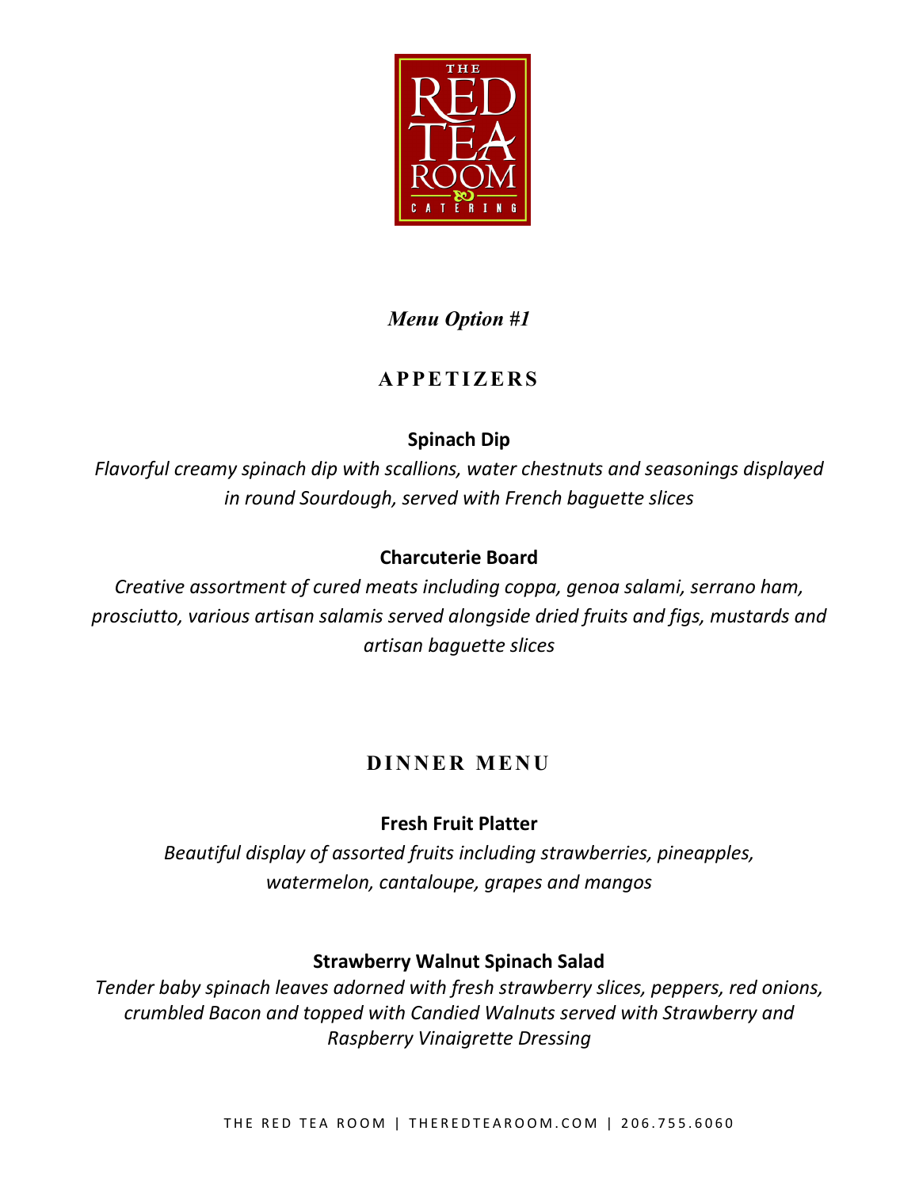THE RED TEA ROOM & CATERING

*Menu Option #1*

## APPETIZERS

**Spinach Dip**

*Flavorful creamy spinach dip with scallions, water chestnuts and seasonings displayed in round Sourdough, served with French baguette slices*

**Charcuterie Board**

*Creative assortment of cured meats including coppa, genoa salami, serrano ham, prosciutto, various artisan salamis served alongside dried fruits and figs, mustards and artisan baguette slices*

## DINNER MENU

**Fresh Fruit Platter**

*Beautiful display of assorted fruits including strawberries, pineapples, watermelon, cantaloupe, grapes and mangos*

**Strawberry Walnut Spinach Salad**

*Tender baby spinach leaves adorned with fresh strawberry slices, peppers, red onions, crumbled Bacon and topped with Candied Walnuts served with Strawberry and Raspberry Vinaigrette Dressing*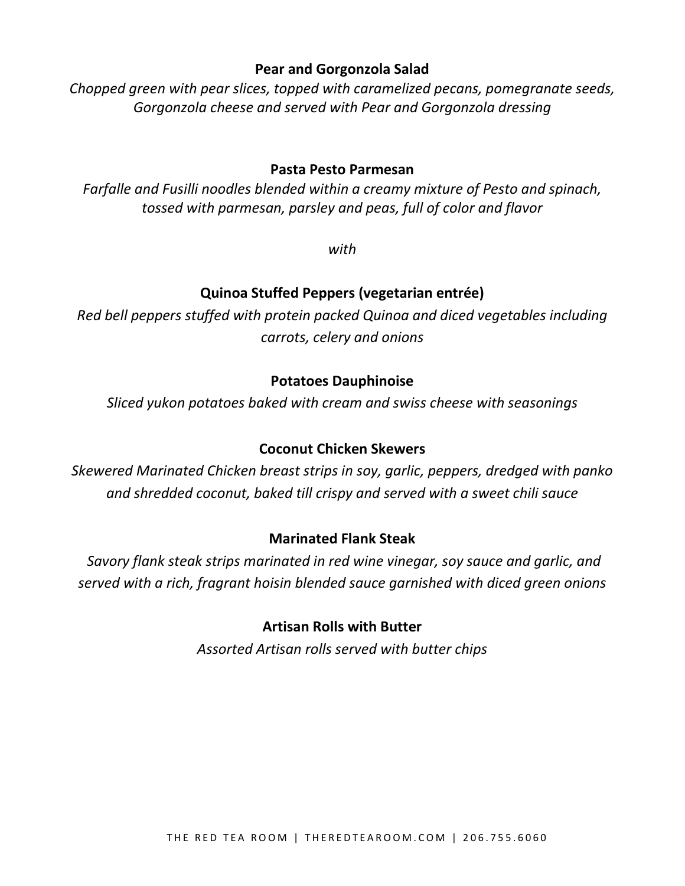**Pear and Gorgonzola Salad**

*Chopped green with pear slices, topped with caramelized pecans, pomegranate seeds, Gorgonzola cheese and served with Pear and Gorgonzola dressing*

**Pasta Pesto Parmesan**

*Farfalle and Fusilli noodles blended within a creamy mixture of Pesto and spinach, tossed with parmesan, parsley and peas, full of color and flavor*

*with*

**Quinoa Stuffed Peppers (vegetarian entrée)**

*Red bell peppers stuffed with protein packed Quinoa and diced vegetables including carrots, celery and onions*

**Potatoes Dauphinoise**

*Sliced yukon potatoes baked with cream and swiss cheese with seasonings*

**Coconut Chicken Skewers**

*Skewered Marinated Chicken breast strips in soy, garlic, peppers, dredged with panko and shredded coconut, baked till crispy and served with a sweet chili sauce*

**Marinated Flank Steak**

*Savory flank steak strips marinated in red wine vinegar, soy sauce and garlic, and served with a rich, fragrant hoisin blended sauce garnished with diced green onions*

**Artisan Rolls with Butter**

*Assorted Artisan rolls served with butter chips*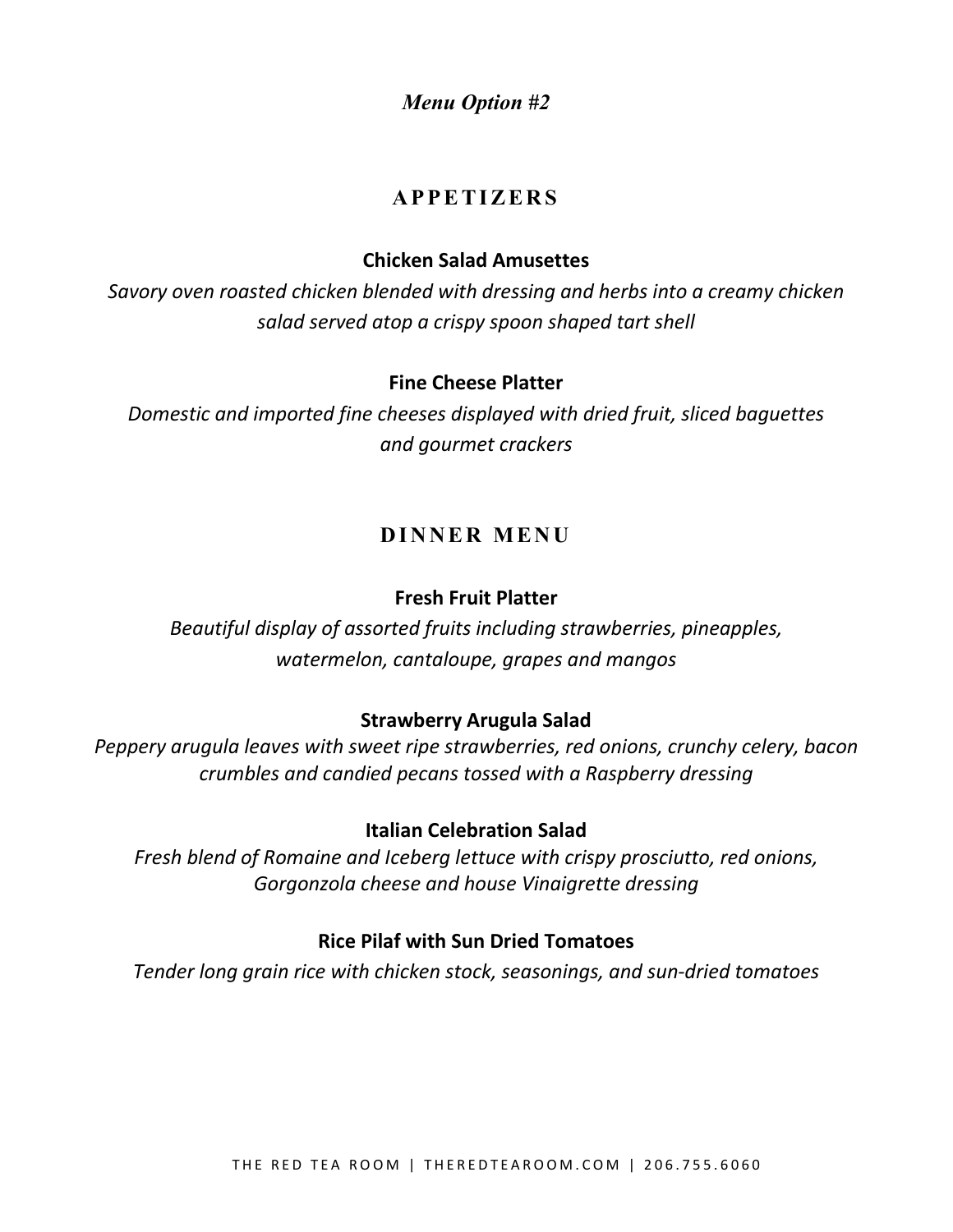*Menu Option #2*

## APPETIZERS

### Chicken Salad Amusettes

*Savory oven roasted chicken blended with dressing and herbs into a creamy chicken salad served atop a crispy spoon shaped tart shell*

### Fine Cheese Platter

*Domestic and imported fine cheeses displayed with dried fruit, sliced baguettes and gourmet crackers*

## DINNER MENU

### Fresh Fruit Platter

*Beautiful display of assorted fruits including strawberries, pineapples, watermelon, cantaloupe, grapes and mangos*

### Strawberry Arugula Salad

*Peppery arugula leaves with sweet ripe strawberries, red onions, crunchy celery, bacon crumbles and candied pecans tossed with a Raspberry dressing*

### Italian Celebration Salad

*Fresh blend of Romaine and Iceberg lettuce with crispy prosciutto, red onions, Gorgonzola cheese and house Vinaigrette dressing*

### Rice Pilaf with Sun Dried Tomatoes

*Tender long grain rice with chicken stock, seasonings, and sun-dried tomatoes*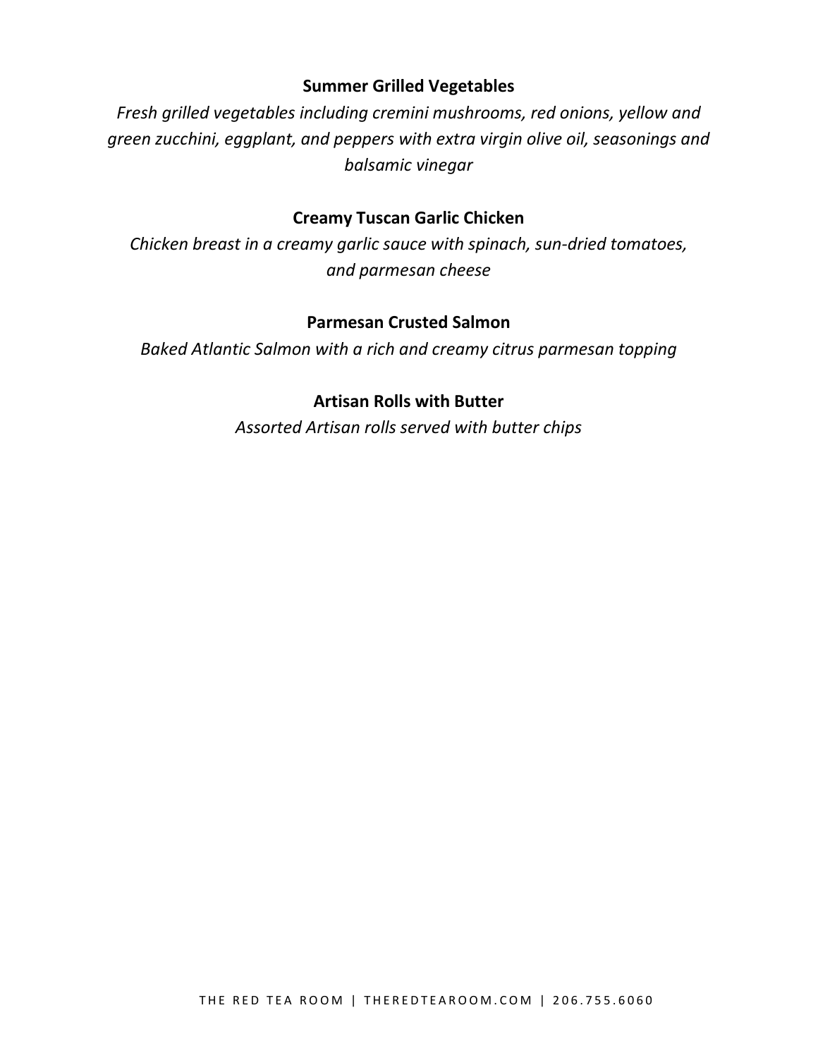**Summer Grilled Vegetables**

*Fresh grilled vegetables including cremini mushrooms, red onions, yellow and green zucchini, eggplant, and peppers with extra virgin olive oil, seasonings and balsamic vinegar*

**Creamy Tuscan Garlic Chicken**

*Chicken breast in a creamy garlic sauce with spinach, sun-dried tomatoes, and parmesan cheese*

**Parmesan Crusted Salmon**

*Baked Atlantic Salmon with a rich and creamy citrus parmesan topping*

**Artisan Rolls with Butter**

*Assorted Artisan rolls served with butter chips*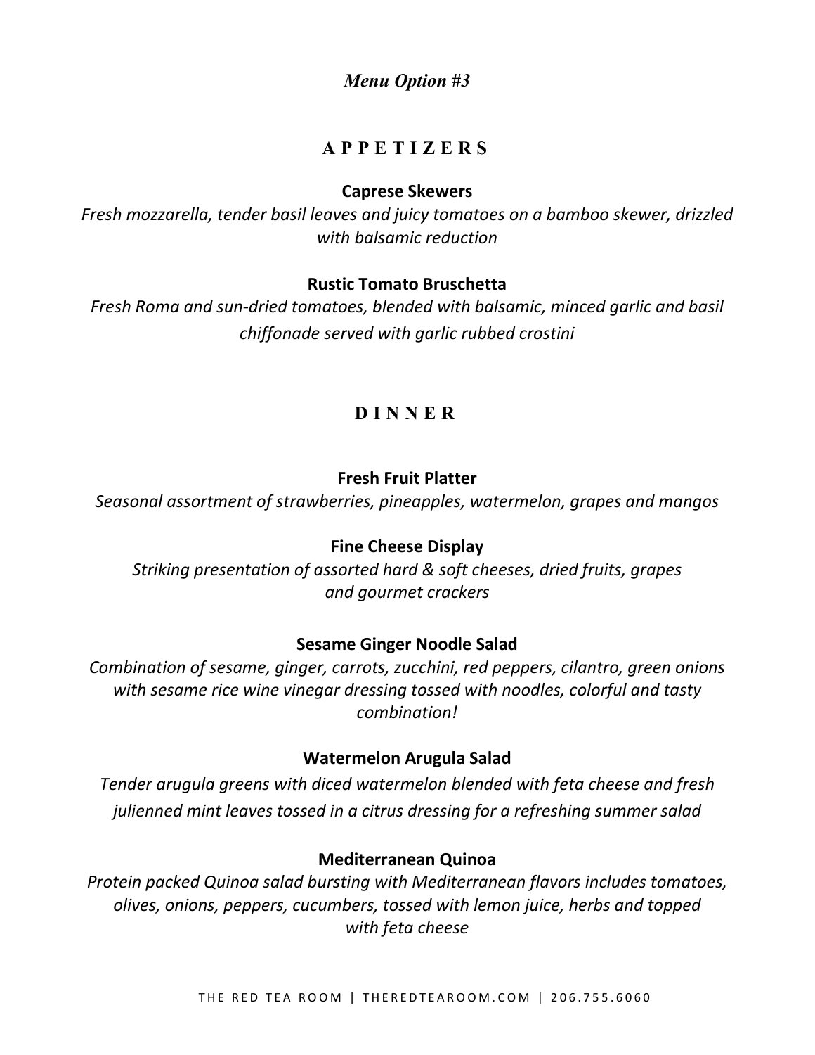*Menu Option #3*

## A P P E T I Z E R S

**Caprese Skewers**

*Fresh mozzarella, tender basil leaves and juicy tomatoes on a bamboo skewer, drizzled with balsamic reduction*

**Rustic Tomato Bruschetta**

*Fresh Roma and sun-dried tomatoes, blended with balsamic, minced garlic and basil chiffonade served with garlic rubbed crostini*

## D I N N E R

**Fresh Fruit Platter**

*Seasonal assortment of strawberries, pineapples, watermelon, grapes and mangos*

**Fine Cheese Display**

*Striking presentation of assorted hard & soft cheeses, dried fruits, grapes and gourmet crackers*

**Sesame Ginger Noodle Salad**

*Combination of sesame, ginger, carrots, zucchini, red peppers, cilantro, green onions with sesame rice wine vinegar dressing tossed with noodles, colorful and tasty combination!*

**Watermelon Arugula Salad**

*Tender arugula greens with diced watermelon blended with feta cheese and fresh julienned mint leaves tossed in a citrus dressing for a refreshing summer salad*

**Mediterranean Quinoa**

*Protein packed Quinoa salad bursting with Mediterranean flavors includes tomatoes, olives, onions, peppers, cucumbers, tossed with lemon juice, herbs and topped with feta cheese*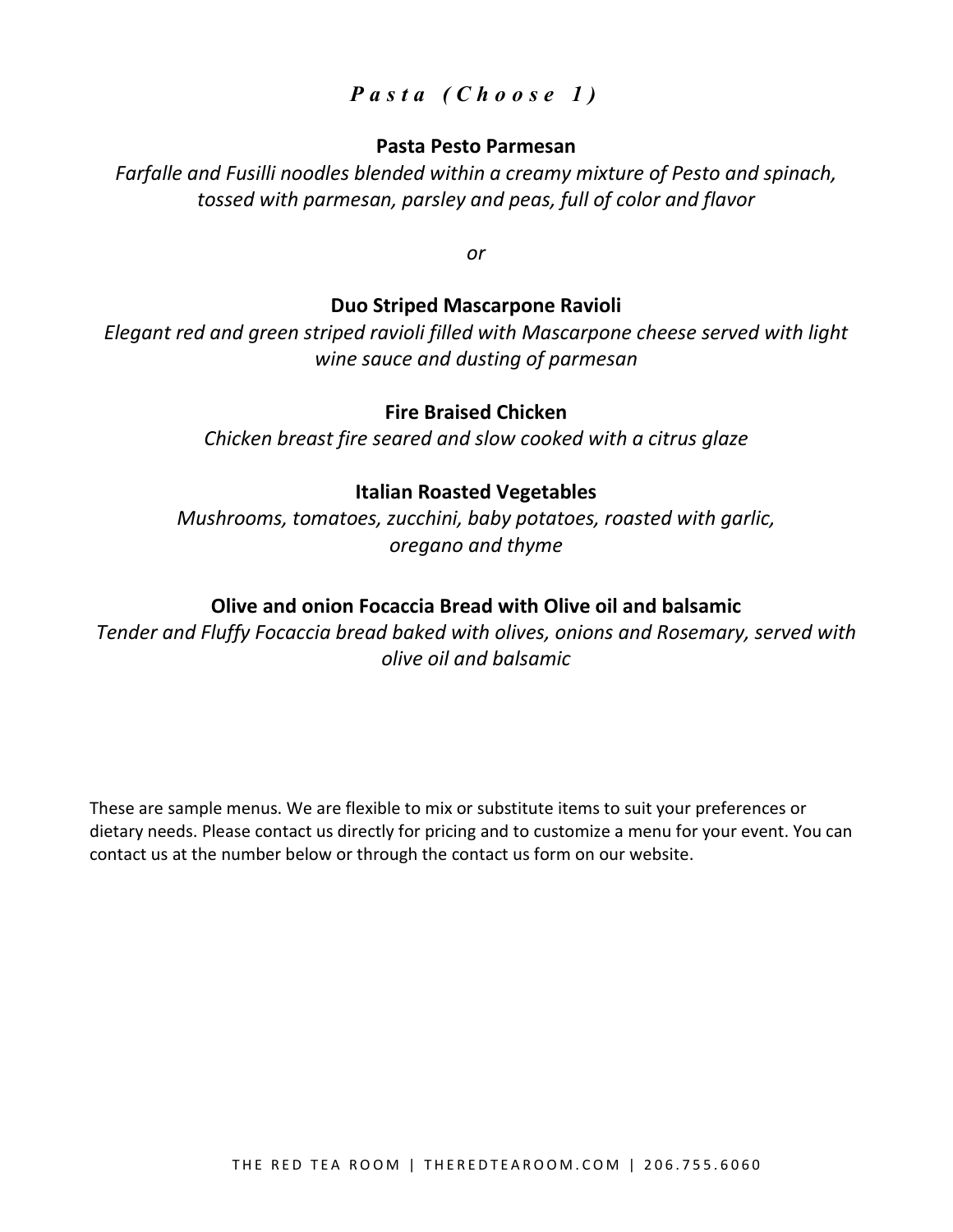## *Pasta (Choose 1)*

**Pasta Pesto Parmesan**

*Farfalle and Fusilli noodles blended within a creamy mixture of Pesto and spinach, tossed with parmesan, parsley and peas, full of color and flavor*

*or*

**Duo Striped Mascarpone Ravioli**

*Elegant red and green striped ravioli filled with Mascarpone cheese served with light wine sauce and dusting of parmesan*

**Fire Braised Chicken**

*Chicken breast fire seared and slow cooked with a citrus glaze*

**Italian Roasted Vegetables**

*Mushrooms, tomatoes, zucchini, baby potatoes, roasted with garlic, oregano and thyme*

**Olive and onion Focaccia Bread with Olive oil and balsamic**

*Tender and Fluffy Focaccia bread baked with olives, onions and Rosemary, served with olive oil and balsamic*

These are sample menus. We are flexible to mix or substitute items to suit your preferences or dietary needs. Please contact us directly for pricing and to customize a menu for your event. You can contact us at the number below or through the contact us form on our website.

THE RED TEA ROOM | THEREDTEAROOM.COM | 206.755.6060